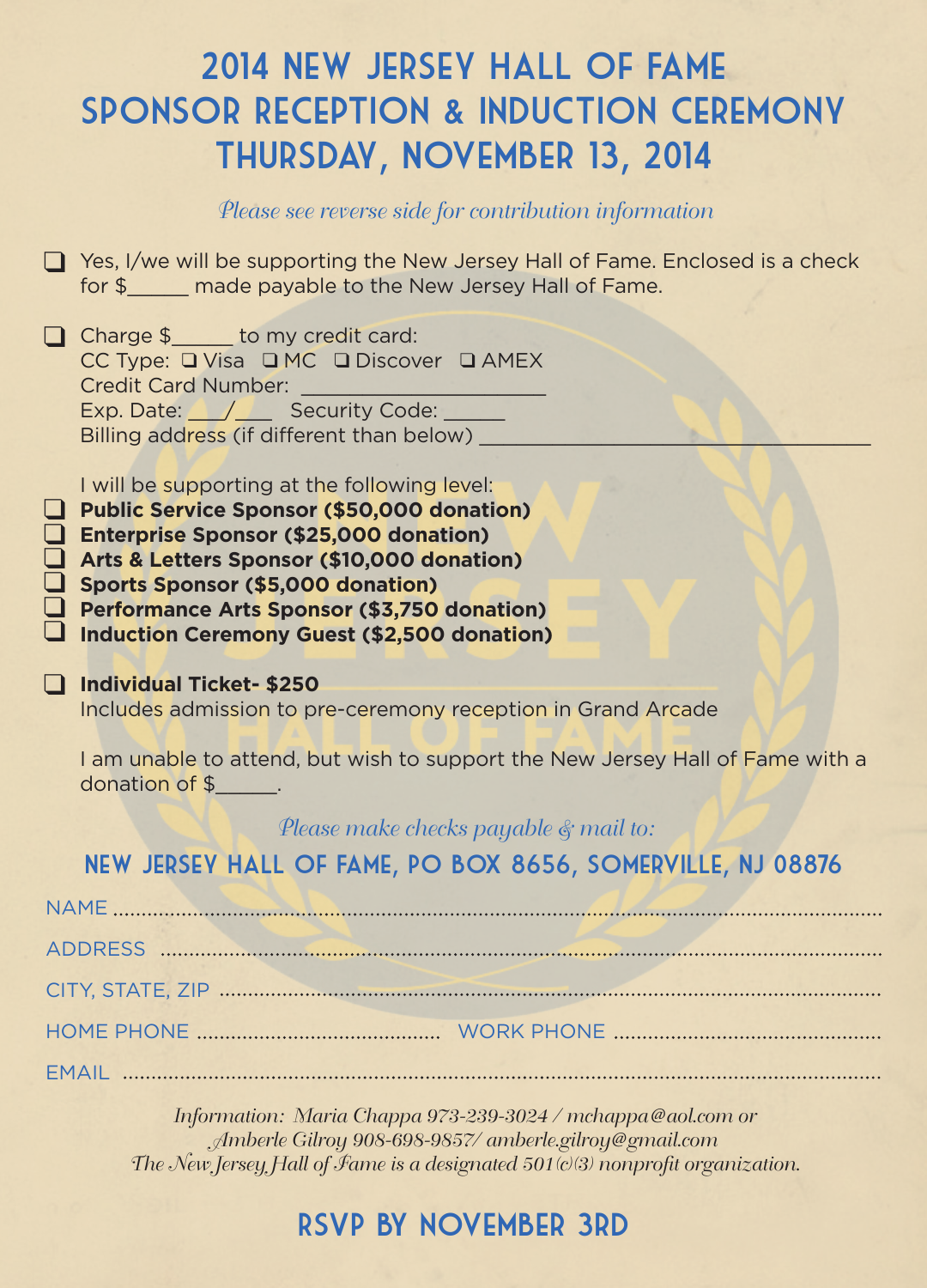# 2014 NEW JERSEY HALL OF FAME SPONSOR RECEPTION & INDUCTION CEREMONY THURSDAY, NOVEMBER 13, 2014

*Please see reverse side for contribution information*

❑ Yes, I/we will be supporting the New Jersey Hall of Fame. Enclosed is a check for $_____ made payable to the New Jersey Hall of Fame.

❑ Charge $_____ to my credit card:
CC Type: ❑ Visa ❑ MC ❑ Discover ❑ AMEX
Credit Card Number: ____________________
Exp. Date: ___/___ Security Code: _____
Billing address (if different than below) ______________________________

I will be supporting at the following level:

❑ **Public Service Sponsor ($50,000 donation)**
❑ **Enterprise Sponsor ($25,000 donation)**
❑ **Arts & Letters Sponsor ($10,000 donation)**
❑ **Sports Sponsor ($5,000 donation)**
❑ **Performance Arts Sponsor ($3,750 donation)**
❑ **Induction Ceremony Guest ($2,500 donation)**

❑ **Individual Ticket- $250**
Includes admission to pre-ceremony reception in Grand Arcade

I am unable to attend, but wish to support the New Jersey Hall of Fame with a donation of $_____.

*Please make checks payable & mail to:*

## NEW JERSEY HALL OF FAME, PO BOX 8656, SOMERVILLE, NJ 08876

NAME ..............................................................

ADDRESS ..............................................................

CITY, STATE, ZIP ..............................................................

HOME PHONE .............................. WORK PHONE ..............................

EMAIL ..............................................................

*Information: Maria Chappa 973-239-3024 / mchappa@aol.com or Amberle Gilroy 908-698-9857/ amberle.gilroy@gmail.com*
*The New Jersey Hall of Fame is a designated 501(c)(3) nonprofit organization.*

## RSVP BY NOVEMBER 3RD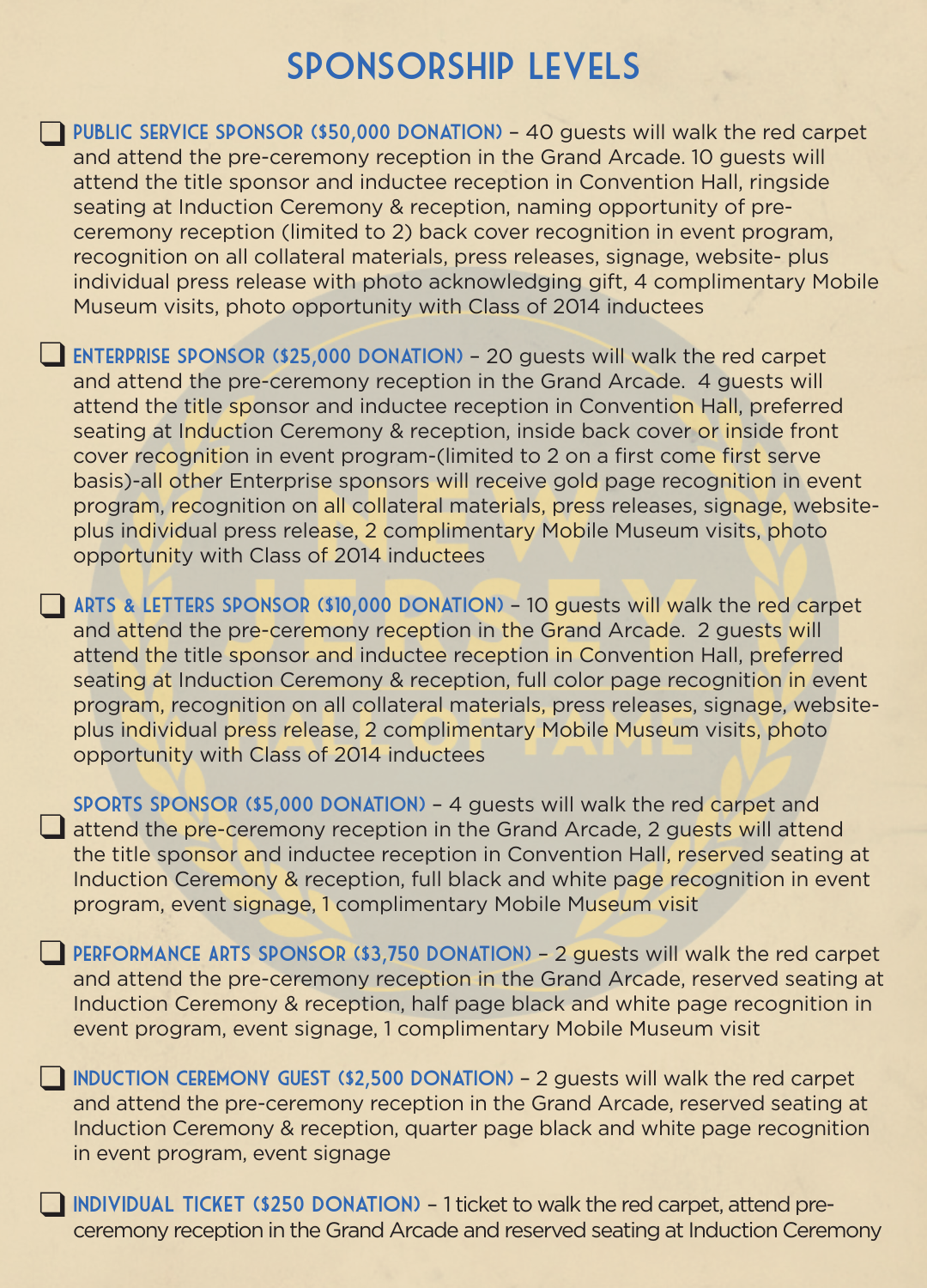# SPONSORSHIP LEVELS

- [ ] **PUBLIC SERVICE SPONSOR ($50,000 DONATION)** – 40 guests will walk the red carpet and attend the pre-ceremony reception in the Grand Arcade. 10 guests will attend the title sponsor and inductee reception in Convention Hall, ringside seating at Induction Ceremony & reception, naming opportunity of pre-ceremony reception (limited to 2) back cover recognition in event program, recognition on all collateral materials, press releases, signage, website- plus individual press release with photo acknowledging gift, 4 complimentary Mobile Museum visits, photo opportunity with Class of 2014 inductees

- [ ] **ENTERPRISE SPONSOR ($25,000 DONATION)** – 20 guests will walk the red carpet and attend the pre-ceremony reception in the Grand Arcade. 4 guests will attend the title sponsor and inductee reception in Convention Hall, preferred seating at Induction Ceremony & reception, inside back cover or inside front cover recognition in event program-(limited to 2 on a first come first serve basis)-all other Enterprise sponsors will receive gold page recognition in event program, recognition on all collateral materials, press releases, signage, website-plus individual press release, 2 complimentary Mobile Museum visits, photo opportunity with Class of 2014 inductees

- [ ] **ARTS & LETTERS SPONSOR ($10,000 DONATION)** – 10 guests will walk the red carpet and attend the pre-ceremony reception in the Grand Arcade. 2 guests will attend the title sponsor and inductee reception in Convention Hall, preferred seating at Induction Ceremony & reception, full color page recognition in event program, recognition on all collateral materials, press releases, signage, website-plus individual press release, 2 complimentary Mobile Museum visits, photo opportunity with Class of 2014 inductees

- [ ] **SPORTS SPONSOR ($5,000 DONATION)** – 4 guests will walk the red carpet and attend the pre-ceremony reception in the Grand Arcade, 2 guests will attend the title sponsor and inductee reception in Convention Hall, reserved seating at Induction Ceremony & reception, full black and white page recognition in event program, event signage, 1 complimentary Mobile Museum visit

- [ ] **PERFORMANCE ARTS SPONSOR ($3,750 DONATION)** – 2 guests will walk the red carpet and attend the pre-ceremony reception in the Grand Arcade, reserved seating at Induction Ceremony & reception, half page black and white page recognition in event program, event signage, 1 complimentary Mobile Museum visit

- [ ] **INDUCTION CEREMONY GUEST ($2,500 DONATION)** – 2 guests will walk the red carpet and attend the pre-ceremony reception in the Grand Arcade, reserved seating at Induction Ceremony & reception, quarter page black and white page recognition in event program, event signage

- [ ] **INDIVIDUAL TICKET ($250 DONATION)** – 1 ticket to walk the red carpet, attend pre-ceremony reception in the Grand Arcade and reserved seating at Induction Ceremony